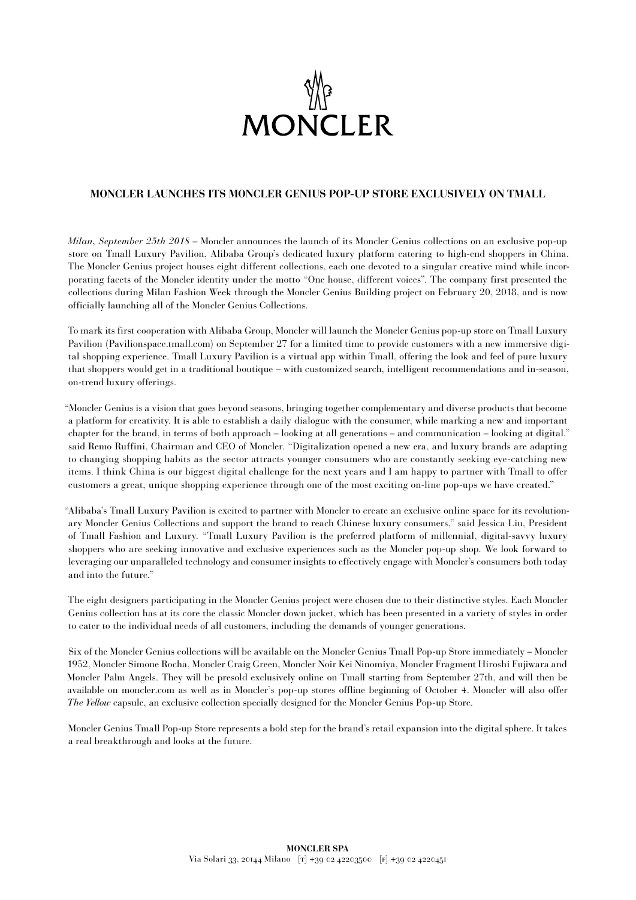MONCLER

## MONCLER LAUNCHES ITS MONCLER GENIUS POP-UP STORE EXCLUSIVELY ON TMALL

*Milan, September 25th 2018* – Moncler announces the launch of its Moncler Genius collections on an exclusive pop-up store on Tmall Luxury Pavilion, Alibaba Group's dedicated luxury platform catering to high-end shoppers in China. The Moncler Genius project houses eight different collections, each one devoted to a singular creative mind while incorporating facets of the Moncler identity under the motto "One house, different voices". The company first presented the collections during Milan Fashion Week through the Moncler Genius Building project on February 20, 2018, and is now officially launching all of the Moncler Genius Collections.

To mark its first cooperation with Alibaba Group, Moncler will launch the Moncler Genius pop-up store on Tmall Luxury Pavilion (Pavilionspace.tmall.com) on September 27 for a limited time to provide customers with a new immersive digital shopping experience. Tmall Luxury Pavilion is a virtual app within Tmall, offering the look and feel of pure luxury that shoppers would get in a traditional boutique – with customized search, intelligent recommendations and in-season, on-trend luxury offerings.

"Moncler Genius is a vision that goes beyond seasons, bringing together complementary and diverse products that become a platform for creativity. It is able to establish a daily dialogue with the consumer, while marking a new and important chapter for the brand, in terms of both approach – looking at all generations – and communication – looking at digital." said Remo Ruffini, Chairman and CEO of Moncler. "Digitalization opened a new era, and luxury brands are adapting to changing shopping habits as the sector attracts younger consumers who are constantly seeking eye-catching new items. I think China is our biggest digital challenge for the next years and I am happy to partner with Tmall to offer customers a great, unique shopping experience through one of the most exciting on-line pop-ups we have created."

"Alibaba's Tmall Luxury Pavilion is excited to partner with Moncler to create an exclusive online space for its revolutionary Moncler Genius Collections and support the brand to reach Chinese luxury consumers," said Jessica Liu, President of Tmall Fashion and Luxury. "Tmall Luxury Pavilion is the preferred platform of millennial, digital-savvy luxury shoppers who are seeking innovative and exclusive experiences such as the Moncler pop-up shop. We look forward to leveraging our unparalleled technology and consumer insights to effectively engage with Moncler's consumers both today and into the future."

The eight designers participating in the Moncler Genius project were chosen due to their distinctive styles. Each Moncler Genius collection has at its core the classic Moncler down jacket, which has been presented in a variety of styles in order to cater to the individual needs of all customers, including the demands of younger generations.

Six of the Moncler Genius collections will be available on the Moncler Genius Tmall Pop-up Store immediately – Moncler 1952, Moncler Simone Rocha, Moncler Craig Green, Moncler Noir Kei Ninomiya, Moncler Fragment Hiroshi Fujiwara and Moncler Palm Angels. They will be presold exclusively online on Tmall starting from September 27th, and will then be available on moncler.com as well as in Moncler's pop-up stores offline beginning of October 4. Moncler will also offer *The Yellow* capsule, an exclusive collection specially designed for the Moncler Genius Pop-up Store.

Moncler Genius Tmall Pop-up Store represents a bold step for the brand's retail expansion into the digital sphere. It takes a real breakthrough and looks at the future.

**MONCLER SPA**
Via Solari 33, 20144 Milano [T] +39 02 42203500 [F] +39 02 4220451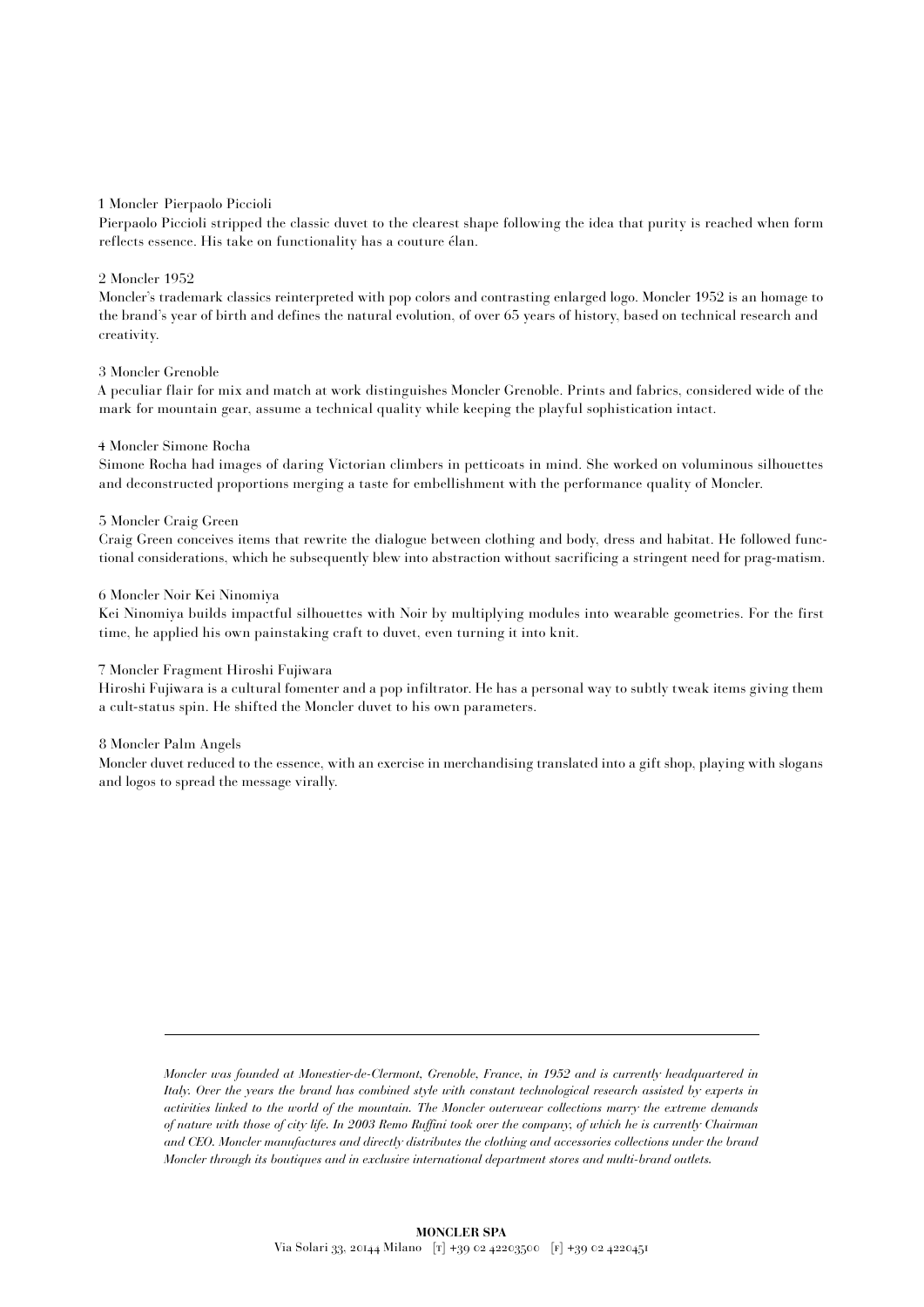1 Moncler Pierpaolo Piccioli

Pierpaolo Piccioli stripped the classic duvet to the clearest shape following the idea that purity is reached when form reflects essence. His take on functionality has a couture élan.

2 Moncler 1952

Moncler's trademark classics reinterpreted with pop colors and contrasting enlarged logo. Moncler 1952 is an homage to the brand's year of birth and defines the natural evolution, of over 65 years of history, based on technical research and creativity.

3 Moncler Grenoble

A peculiar flair for mix and match at work distinguishes Moncler Grenoble. Prints and fabrics, considered wide of the mark for mountain gear, assume a technical quality while keeping the playful sophistication intact.

4 Moncler Simone Rocha

Simone Rocha had images of daring Victorian climbers in petticoats in mind. She worked on voluminous silhouettes and deconstructed proportions merging a taste for embellishment with the performance quality of Moncler.

5 Moncler Craig Green

Craig Green conceives items that rewrite the dialogue between clothing and body, dress and habitat. He followed functional considerations, which he subsequently blew into abstraction without sacrificing a stringent need for prag-matism.

6 Moncler Noir Kei Ninomiya

Kei Ninomiya builds impactful silhouettes with Noir by multiplying modules into wearable geometries. For the first time, he applied his own painstaking craft to duvet, even turning it into knit.

7 Moncler Fragment Hiroshi Fujiwara

Hiroshi Fujiwara is a cultural fomenter and a pop infiltrator. He has a personal way to subtly tweak items giving them a cult-status spin. He shifted the Moncler duvet to his own parameters.

8 Moncler Palm Angels

Moncler duvet reduced to the essence, with an exercise in merchandising translated into a gift shop, playing with slogans and logos to spread the message virally.

---

*Moncler was founded at Monestier-de-Clermont, Grenoble, France, in 1952 and is currently headquartered in Italy. Over the years the brand has combined style with constant technological research assisted by experts in activities linked to the world of the mountain. The Moncler outerwear collections marry the extreme demands of nature with those of city life. In 2003 Remo Ruffini took over the company, of which he is currently Chairman and CEO. Moncler manufactures and directly distributes the clothing and accessories collections under the brand Moncler through its boutiques and in exclusive international department stores and multi-brand outlets.*

**MONCLER SPA**

Via Solari 33, 20144 Milano [T] +39 02 42203500 [F] +39 02 4220451